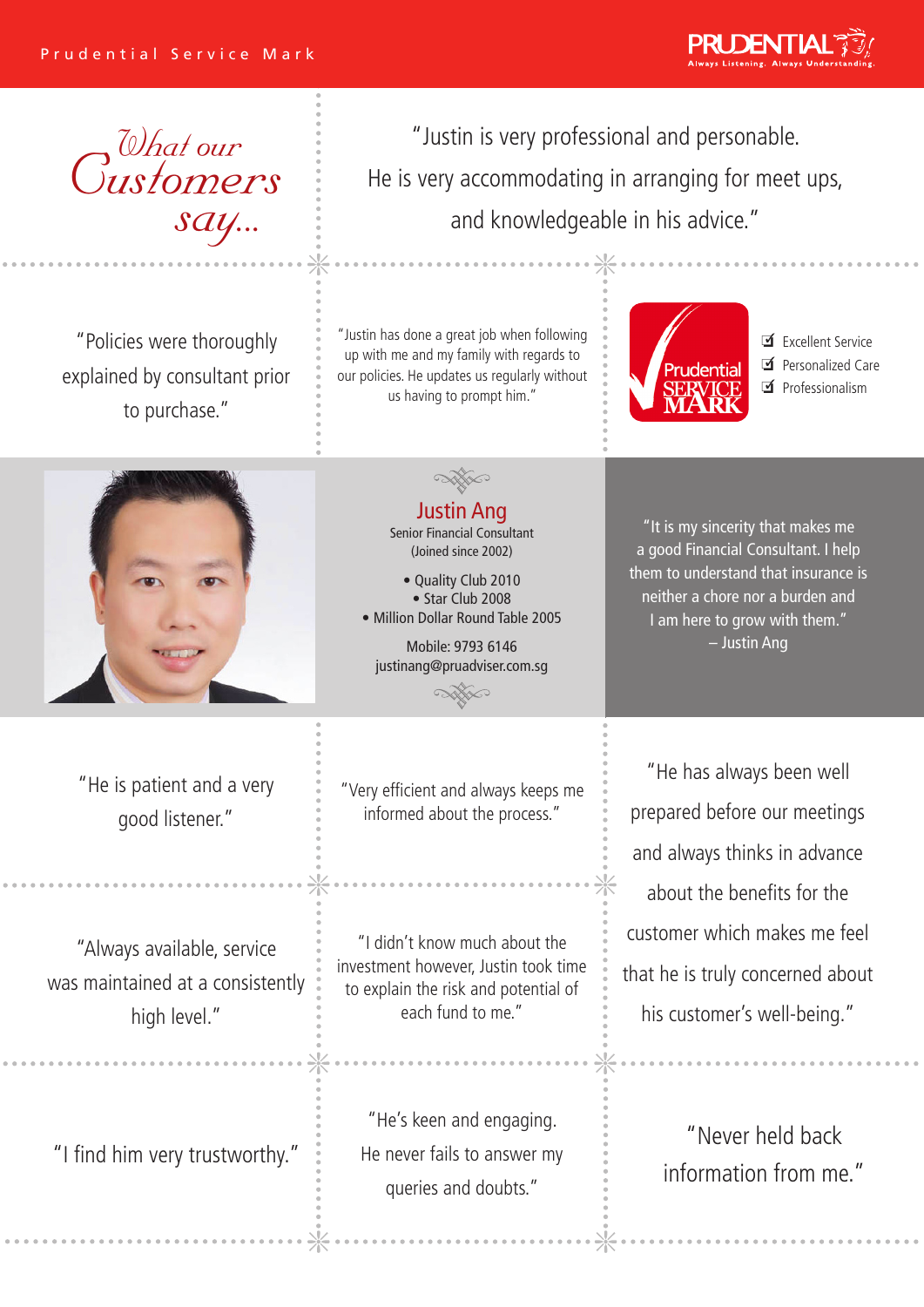# What our Customers say...

"Justin is very professional and personable. He is very accommodating in arranging for meet ups, and knowledgeable in his advice."

"Policies were thoroughly explained by consultant prior to purchase."

"Justin has done a great job when following up with me and my family with regards to our policies. He updates us regularly without us having to prompt him."

Prudential SERVICE MARK

- ☑ Excellent Service
- ☑ Personalized Care
- ☑ Professionalism

## Justin Ang

Senior Financial Consultant
(Joined since 2002)

- Quality Club 2010
- Star Club 2008
- Million Dollar Round Table 2005

Mobile: 9793 6146
justinang@pruadviser.com.sg

"It is my sincerity that makes me a good Financial Consultant. I help them to understand that insurance is neither a chore nor a burden and I am here to grow with them."
– Justin Ang

"He is patient and a very good listener."

"Very efficient and always keeps me informed about the process."

"He has always been well prepared before our meetings and always thinks in advance about the benefits for the customer which makes me feel that he is truly concerned about his customer's well-being."

"Always available, service was maintained at a consistently high level."

"I didn't know much about the investment however, Justin took time to explain the risk and potential of each fund to me."

"I find him very trustworthy."

"He's keen and engaging. He never fails to answer my queries and doubts."

"Never held back information from me."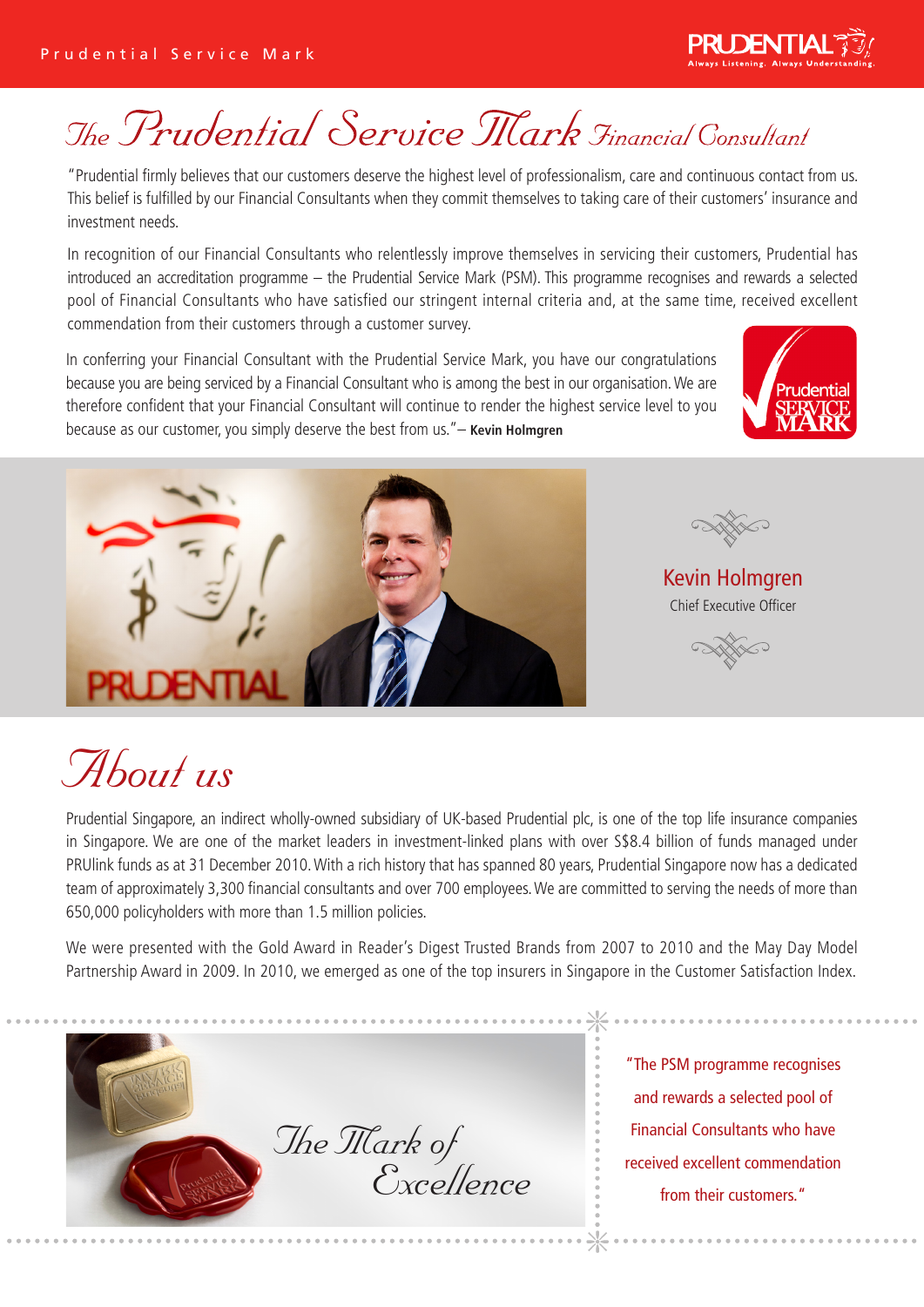# The Prudential Service Mark Financial Consultant

"Prudential firmly believes that our customers deserve the highest level of professionalism, care and continuous contact from us. This belief is fulfilled by our Financial Consultants when they commit themselves to taking care of their customers' insurance and investment needs.

In recognition of our Financial Consultants who relentlessly improve themselves in servicing their customers, Prudential has introduced an accreditation programme – the Prudential Service Mark (PSM). This programme recognises and rewards a selected pool of Financial Consultants who have satisfied our stringent internal criteria and, at the same time, received excellent commendation from their customers through a customer survey.

In conferring your Financial Consultant with the Prudential Service Mark, you have our congratulations because you are being serviced by a Financial Consultant who is among the best in our organisation. We are therefore confident that your Financial Consultant will continue to render the highest service level to you because as our customer, you simply deserve the best from us." – **Kevin Holmgren**

**Kevin Holmgren**
Chief Executive Officer

# About us

Prudential Singapore, an indirect wholly-owned subsidiary of UK-based Prudential plc, is one of the top life insurance companies in Singapore. We are one of the market leaders in investment-linked plans with over S$8.4 billion of funds managed under PRUlink funds as at 31 December 2010. With a rich history that has spanned 80 years, Prudential Singapore now has a dedicated team of approximately 3,300 financial consultants and over 700 employees. We are committed to serving the needs of more than 650,000 policyholders with more than 1.5 million policies.

We were presented with the Gold Award in Reader's Digest Trusted Brands from 2007 to 2010 and the May Day Model Partnership Award in 2009. In 2010, we emerged as one of the top insurers in Singapore in the Customer Satisfaction Index.

*The Mark of Excellence*

"The PSM programme recognises and rewards a selected pool of Financial Consultants who have received excellent commendation from their customers."